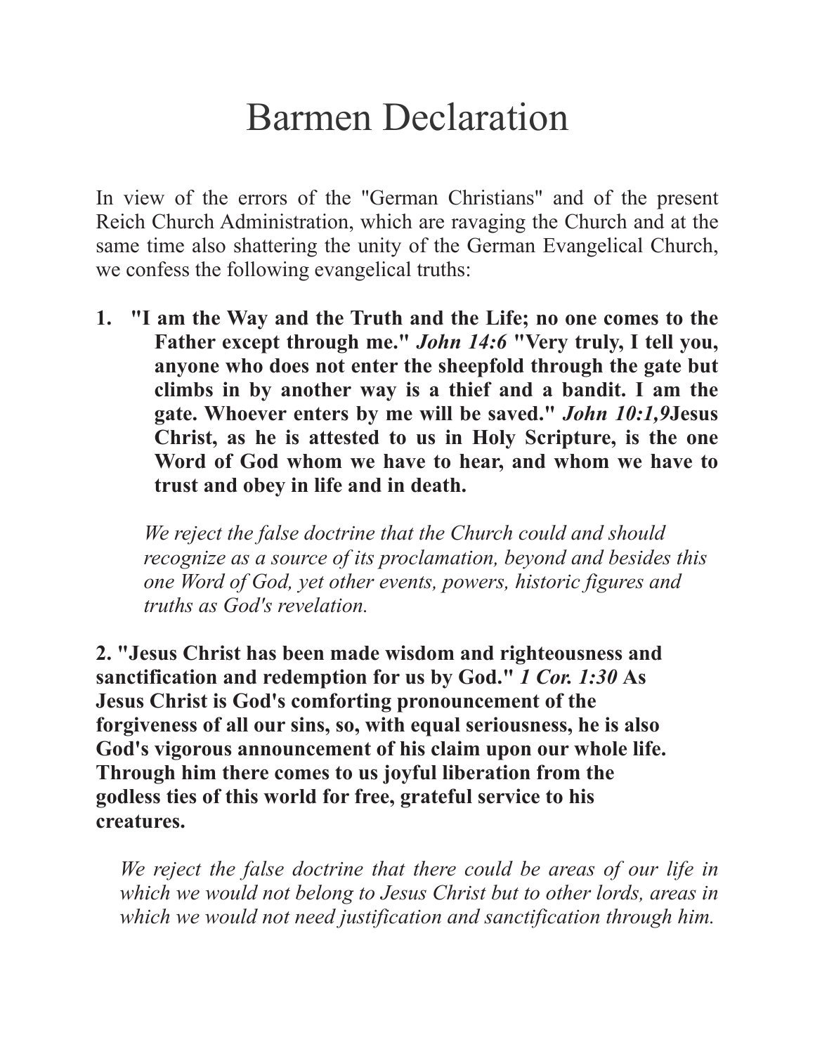# Barmen Declaration

In view of the errors of the "German Christians" and of the present Reich Church Administration, which are ravaging the Church and at the same time also shattering the unity of the German Evangelical Church, we confess the following evangelical truths:

1. **"I am the Way and the Truth and the Life; no one comes to the Father except through me."** ***John 14:6*** **"Very truly, I tell you, anyone who does not enter the sheepfold through the gate but climbs in by another way is a thief and a bandit. I am the gate. Whoever enters by me will be saved."** ***John 10:1,9*****Jesus Christ, as he is attested to us in Holy Scripture, is the one Word of God whom we have to hear, and whom we have to trust and obey in life and in death.**

   *We reject the false doctrine that the Church could and should recognize as a source of its proclamation, beyond and besides this one Word of God, yet other events, powers, historic figures and truths as God's revelation.*

2. **"Jesus Christ has been made wisdom and righteousness and sanctification and redemption for us by God."** ***1 Cor. 1:30*** **As Jesus Christ is God's comforting pronouncement of the forgiveness of all our sins, so, with equal seriousness, he is also God's vigorous announcement of his claim upon our whole life. Through him there comes to us joyful liberation from the godless ties of this world for free, grateful service to his creatures.**

   *We reject the false doctrine that there could be areas of our life in which we would not belong to Jesus Christ but to other lords, areas in which we would not need justification and sanctification through him.*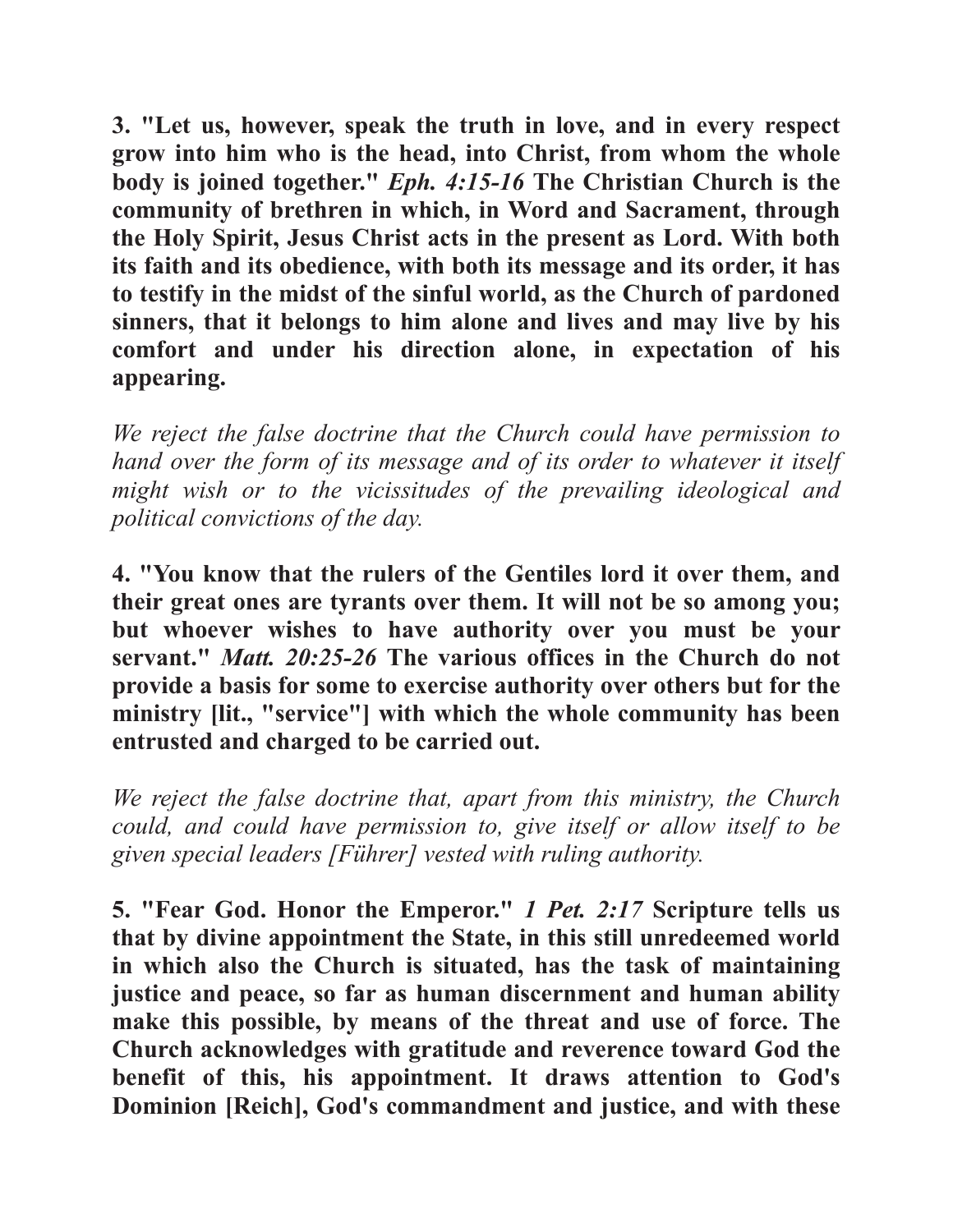**3. "Let us, however, speak the truth in love, and in every respect grow into him who is the head, into Christ, from whom the whole body is joined together."** ***Eph. 4:15-16*** **The Christian Church is the community of brethren in which, in Word and Sacrament, through the Holy Spirit, Jesus Christ acts in the present as Lord. With both its faith and its obedience, with both its message and its order, it has to testify in the midst of the sinful world, as the Church of pardoned sinners, that it belongs to him alone and lives and may live by his comfort and under his direction alone, in expectation of his appearing.**

*We reject the false doctrine that the Church could have permission to hand over the form of its message and of its order to whatever it itself might wish or to the vicissitudes of the prevailing ideological and political convictions of the day.*

**4. "You know that the rulers of the Gentiles lord it over them, and their great ones are tyrants over them. It will not be so among you; but whoever wishes to have authority over you must be your servant."** ***Matt. 20:25-26*** **The various offices in the Church do not provide a basis for some to exercise authority over others but for the ministry [lit., "service"] with which the whole community has been entrusted and charged to be carried out.**

*We reject the false doctrine that, apart from this ministry, the Church could, and could have permission to, give itself or allow itself to be given special leaders [Führer] vested with ruling authority.*

**5. "Fear God. Honor the Emperor."** ***1 Pet. 2:17*** **Scripture tells us that by divine appointment the State, in this still unredeemed world in which also the Church is situated, has the task of maintaining justice and peace, so far as human discernment and human ability make this possible, by means of the threat and use of force. The Church acknowledges with gratitude and reverence toward God the benefit of this, his appointment. It draws attention to God's Dominion [Reich], God's commandment and justice, and with these**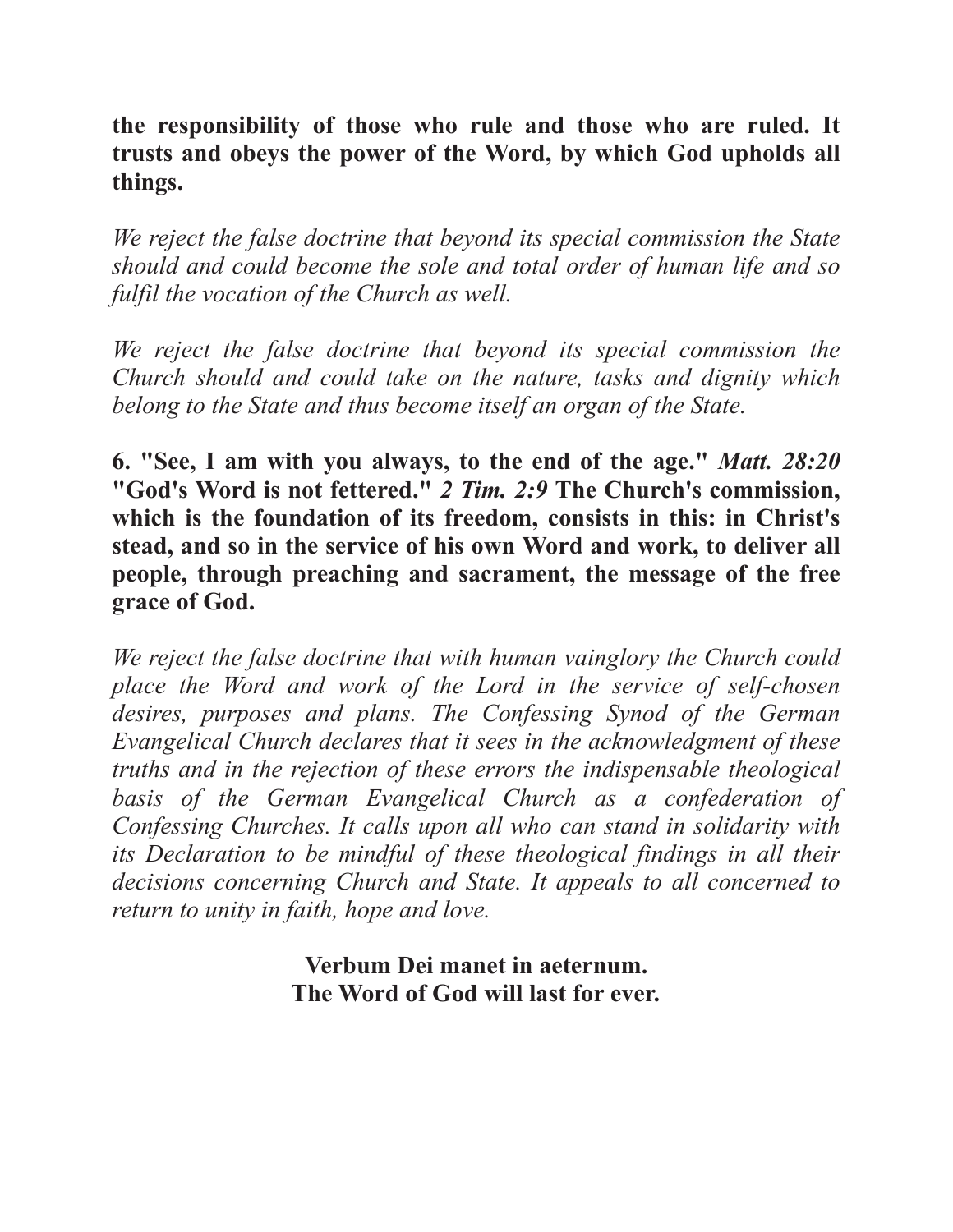**the responsibility of those who rule and those who are ruled. It trusts and obeys the power of the Word, by which God upholds all things.**

*We reject the false doctrine that beyond its special commission the State should and could become the sole and total order of human life and so fulfil the vocation of the Church as well.*

*We reject the false doctrine that beyond its special commission the Church should and could take on the nature, tasks and dignity which belong to the State and thus become itself an organ of the State.*

**6. "See, I am with you always, to the end of the age."** ***Matt. 28:20*** **"God's Word is not fettered."** ***2 Tim. 2:9*** **The Church's commission, which is the foundation of its freedom, consists in this: in Christ's stead, and so in the service of his own Word and work, to deliver all people, through preaching and sacrament, the message of the free grace of God.**

*We reject the false doctrine that with human vainglory the Church could place the Word and work of the Lord in the service of self-chosen desires, purposes and plans. The Confessing Synod of the German Evangelical Church declares that it sees in the acknowledgment of these truths and in the rejection of these errors the indispensable theological basis of the German Evangelical Church as a confederation of Confessing Churches. It calls upon all who can stand in solidarity with its Declaration to be mindful of these theological findings in all their decisions concerning Church and State. It appeals to all concerned to return to unity in faith, hope and love.*

**Verbum Dei manet in aeternum.**
**The Word of God will last for ever.**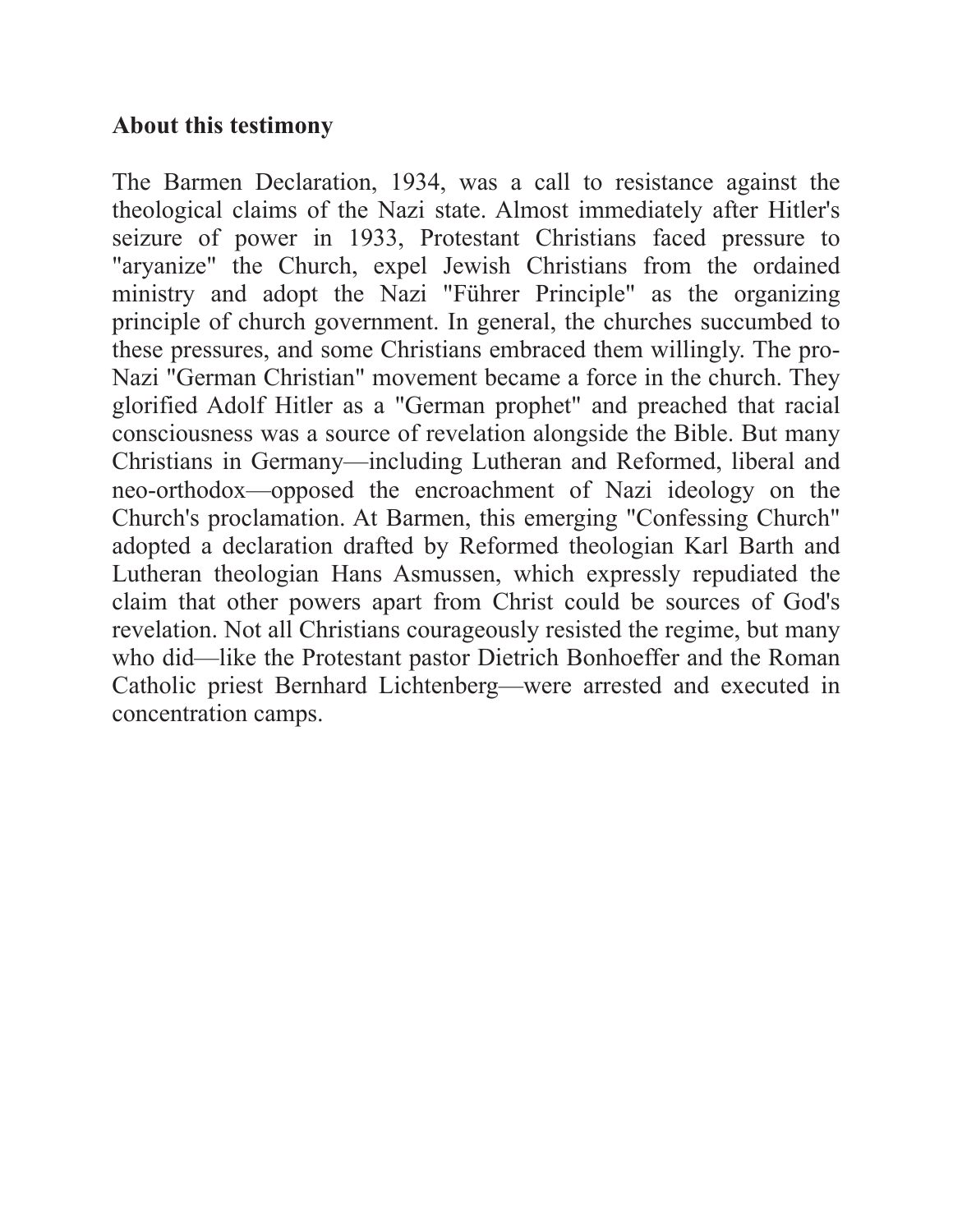**About this testimony**

The Barmen Declaration, 1934, was a call to resistance against the theological claims of the Nazi state. Almost immediately after Hitler's seizure of power in 1933, Protestant Christians faced pressure to "aryanize" the Church, expel Jewish Christians from the ordained ministry and adopt the Nazi "Führer Principle" as the organizing principle of church government. In general, the churches succumbed to these pressures, and some Christians embraced them willingly. The pro-Nazi "German Christian" movement became a force in the church. They glorified Adolf Hitler as a "German prophet" and preached that racial consciousness was a source of revelation alongside the Bible. But many Christians in Germany—including Lutheran and Reformed, liberal and neo-orthodox—opposed the encroachment of Nazi ideology on the Church's proclamation. At Barmen, this emerging "Confessing Church" adopted a declaration drafted by Reformed theologian Karl Barth and Lutheran theologian Hans Asmussen, which expressly repudiated the claim that other powers apart from Christ could be sources of God's revelation. Not all Christians courageously resisted the regime, but many who did—like the Protestant pastor Dietrich Bonhoeffer and the Roman Catholic priest Bernhard Lichtenberg—were arrested and executed in concentration camps.